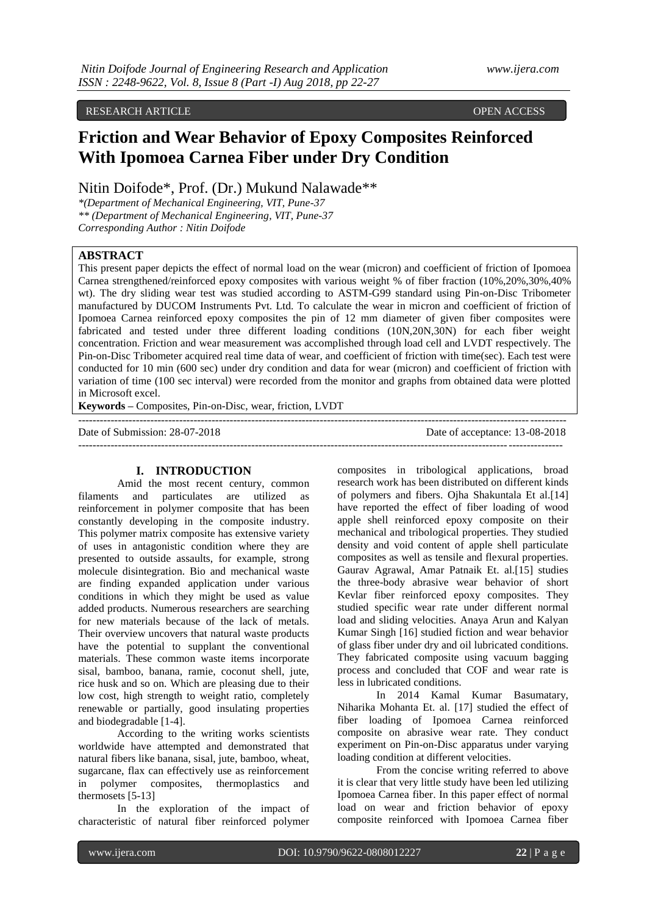RESEARCH ARTICLE OPEN ACCESS

# Friction and Wear Behavior of Epoxy Composites Reinforced With Ipomoea Carnea Fiber under Dry Condition

Nitin Doifode*, Prof. (Dr.) Mukund Nalawade**

*\*(Department of Mechanical Engineering, VIT, Pune-37*
*\*\* (Department of Mechanical Engineering, VIT, Pune-37*
*Corresponding Author : Nitin Doifode*

## ABSTRACT

This present paper depicts the effect of normal load on the wear (micron) and coefficient of friction of Ipomoea Carnea strengthened/reinforced epoxy composites with various weight % of fiber fraction (10%,20%,30%,40% wt). The dry sliding wear test was studied according to ASTM-G99 standard using Pin-on-Disc Tribometer manufactured by DUCOM Instruments Pvt. Ltd. To calculate the wear in micron and coefficient of friction of Ipomoea Carnea reinforced epoxy composites the pin of 12 mm diameter of given fiber composites were fabricated and tested under three different loading conditions (10N,20N,30N) for each fiber weight concentration. Friction and wear measurement was accomplished through load cell and LVDT respectively. The Pin-on-Disc Tribometer acquired real time data of wear, and coefficient of friction with time(sec). Each test were conducted for 10 min (600 sec) under dry condition and data for wear (micron) and coefficient of friction with variation of time (100 sec interval) were recorded from the monitor and graphs from obtained data were plotted in Microsoft excel.

**Keywords –** Composites, Pin-on-Disc, wear, friction, LVDT

Date of Submission: 28-07-2018 Date of acceptance: 13-08-2018

## I. INTRODUCTION

Amid the most recent century, common filaments and particulates are utilized as reinforcement in polymer composite that has been constantly developing in the composite industry. This polymer matrix composite has extensive variety of uses in antagonistic condition where they are presented to outside assaults, for example, strong molecule disintegration. Bio and mechanical waste are finding expanded application under various conditions in which they might be used as value added products. Numerous researchers are searching for new materials because of the lack of metals. Their overview uncovers that natural waste products have the potential to supplant the conventional materials. These common waste items incorporate sisal, bamboo, banana, ramie, coconut shell, jute, rice husk and so on. Which are pleasing due to their low cost, high strength to weight ratio, completely renewable or partially, good insulating properties and biodegradable [1-4].

According to the writing works scientists worldwide have attempted and demonstrated that natural fibers like banana, sisal, jute, bamboo, wheat, sugarcane, flax can effectively use as reinforcement in polymer composites, thermoplastics and thermosets [5-13]

In the exploration of the impact of characteristic of natural fiber reinforced polymer composites in tribological applications, broad research work has been distributed on different kinds of polymers and fibers. Ojha Shakuntala Et al.[14] have reported the effect of fiber loading of wood apple shell reinforced epoxy composite on their mechanical and tribological properties. They studied density and void content of apple shell particulate composites as well as tensile and flexural properties. Gaurav Agrawal, Amar Patnaik Et. al.[15] studies the three-body abrasive wear behavior of short Kevlar fiber reinforced epoxy composites. They studied specific wear rate under different normal load and sliding velocities. Anaya Arun and Kalyan Kumar Singh [16] studied fiction and wear behavior of glass fiber under dry and oil lubricated conditions. They fabricated composite using vacuum bagging process and concluded that COF and wear rate is less in lubricated conditions.

In 2014 Kamal Kumar Basumatary, Niharika Mohanta Et. al. [17] studied the effect of fiber loading of Ipomoea Carnea reinforced composite on abrasive wear rate. They conduct experiment on Pin-on-Disc apparatus under varying loading condition at different velocities.

From the concise writing referred to above it is clear that very little study have been led utilizing Ipomoea Carnea fiber. In this paper effect of normal load on wear and friction behavior of epoxy composite reinforced with Ipomoea Carnea fiber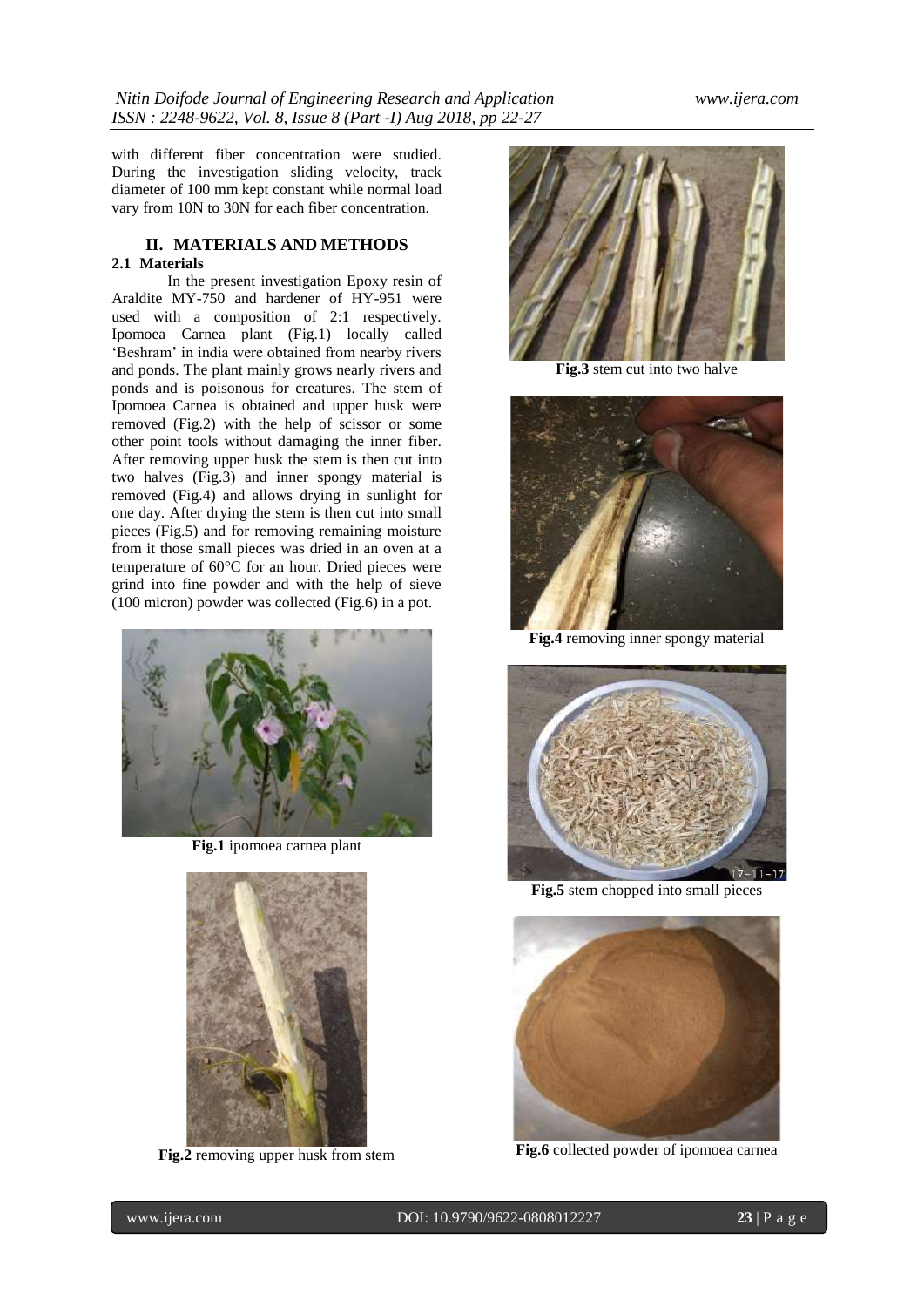with different fiber concentration were studied. During the investigation sliding velocity, track diameter of 100 mm kept constant while normal load vary from 10N to 30N for each fiber concentration.

## II. MATERIALS AND METHODS

### 2.1 Materials

In the present investigation Epoxy resin of Araldite MY-750 and hardener of HY-951 were used with a composition of 2:1 respectively. Ipomoea Carnea plant (Fig.1) locally called 'Beshram' in india were obtained from nearby rivers and ponds. The plant mainly grows nearly rivers and ponds and is poisonous for creatures. The stem of Ipomoea Carnea is obtained and upper husk were removed (Fig.2) with the help of scissor or some other point tools without damaging the inner fiber. After removing upper husk the stem is then cut into two halves (Fig.3) and inner spongy material is removed (Fig.4) and allows drying in sunlight for one day. After drying the stem is then cut into small pieces (Fig.5) and for removing remaining moisture from it those small pieces was dried in an oven at a temperature of 60°C for an hour. Dried pieces were grind into fine powder and with the help of sieve (100 micron) powder was collected (Fig.6) in a pot.

**Fig.1** ipomoea carnea plant

**Fig.2** removing upper husk from stem

**Fig.3** stem cut into two halve

**Fig.4** removing inner spongy material

**Fig.5** stem chopped into small pieces

**Fig.6** collected powder of ipomoea carnea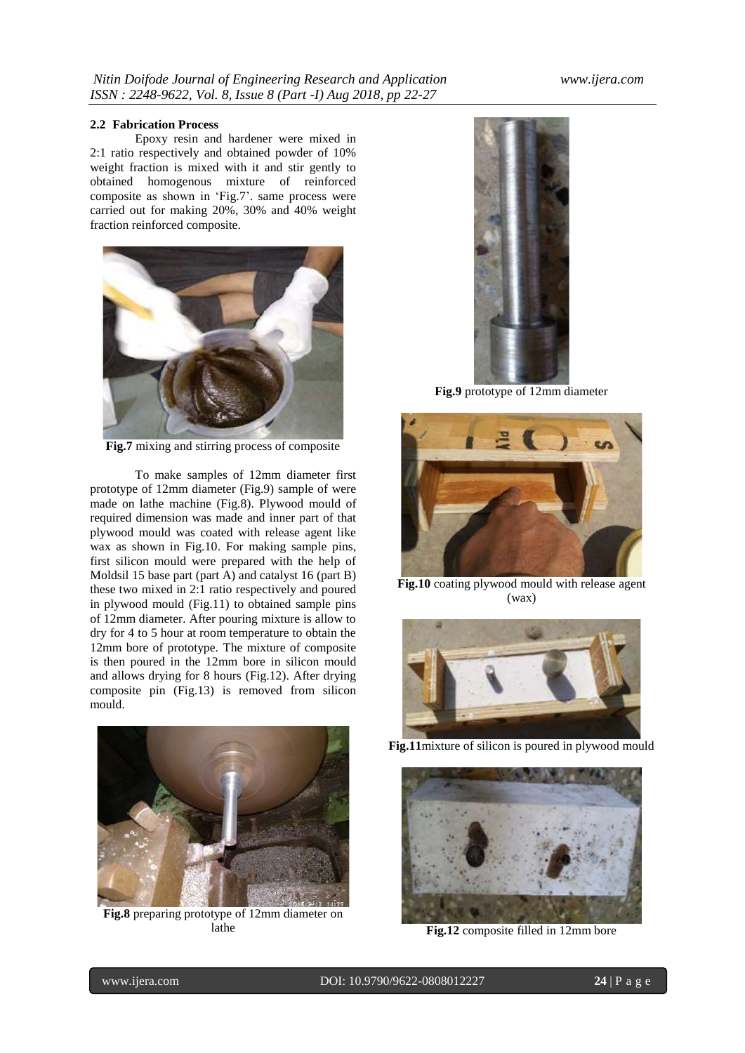### 2.2 Fabrication Process

Epoxy resin and hardener were mixed in 2:1 ratio respectively and obtained powder of 10% weight fraction is mixed with it and stir gently to obtained homogenous mixture of reinforced composite as shown in 'Fig.7'. same process were carried out for making 20%, 30% and 40% weight fraction reinforced composite.

**Fig.7** mixing and stirring process of composite

To make samples of 12mm diameter first prototype of 12mm diameter (Fig.9) sample of were made on lathe machine (Fig.8). Plywood mould of required dimension was made and inner part of that plywood mould was coated with release agent like wax as shown in Fig.10. For making sample pins, first silicon mould were prepared with the help of Moldsil 15 base part (part A) and catalyst 16 (part B) these two mixed in 2:1 ratio respectively and poured in plywood mould (Fig.11) to obtained sample pins of 12mm diameter. After pouring mixture is allow to dry for 4 to 5 hour at room temperature to obtain the 12mm bore of prototype. The mixture of composite is then poured in the 12mm bore in silicon mould and allows drying for 8 hours (Fig.12). After drying composite pin (Fig.13) is removed from silicon mould.

**Fig.8** preparing prototype of 12mm diameter on lathe

**Fig.9** prototype of 12mm diameter

**Fig.10** coating plywood mould with release agent (wax)

**Fig.11** mixture of silicon is poured in plywood mould

**Fig.12** composite filled in 12mm bore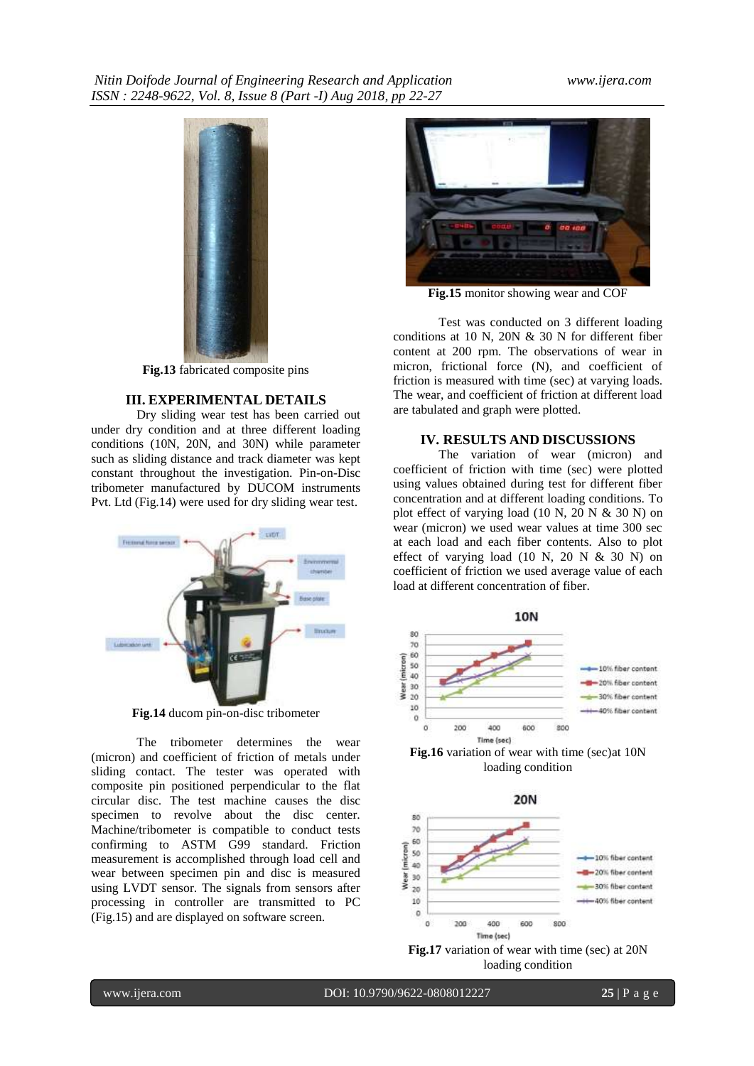**Fig.13** fabricated composite pins

## III. EXPERIMENTAL DETAILS

Dry sliding wear test has been carried out under dry condition and at three different loading conditions (10N, 20N, and 30N) while parameter such as sliding distance and track diameter was kept constant throughout the investigation. Pin-on-Disc tribometer manufactured by DUCOM instruments Pvt. Ltd (Fig.14) were used for dry sliding wear test.

**Fig.14** ducom pin-on-disc tribometer

The tribometer determines the wear (micron) and coefficient of friction of metals under sliding contact. The tester was operated with composite pin positioned perpendicular to the flat circular disc. The test machine causes the disc specimen to revolve about the disc center. Machine/tribometer is compatible to conduct tests confirming to ASTM G99 standard. Friction measurement is accomplished through load cell and wear between specimen pin and disc is measured using LVDT sensor. The signals from sensors after processing in controller are transmitted to PC (Fig.15) and are displayed on software screen.

**Fig.15** monitor showing wear and COF

Test was conducted on 3 different loading conditions at 10 N, 20N & 30 N for different fiber content at 200 rpm. The observations of wear in micron, frictional force (N), and coefficient of friction is measured with time (sec) at varying loads. The wear, and coefficient of friction at different load are tabulated and graph were plotted.

## IV. RESULTS AND DISCUSSIONS

The variation of wear (micron) and coefficient of friction with time (sec) were plotted using values obtained during test for different fiber concentration and at different loading conditions. To plot effect of varying load (10 N, 20 N & 30 N) on wear (micron) we used wear values at time 300 sec at each load and each fiber contents. Also to plot effect of varying load (10 N, 20 N & 30 N) on coefficient of friction we used average value of each load at different concentration of fiber.

**Fig.16** variation of wear with time (sec)at 10N loading condition

**Fig.17** variation of wear with time (sec) at 20N loading condition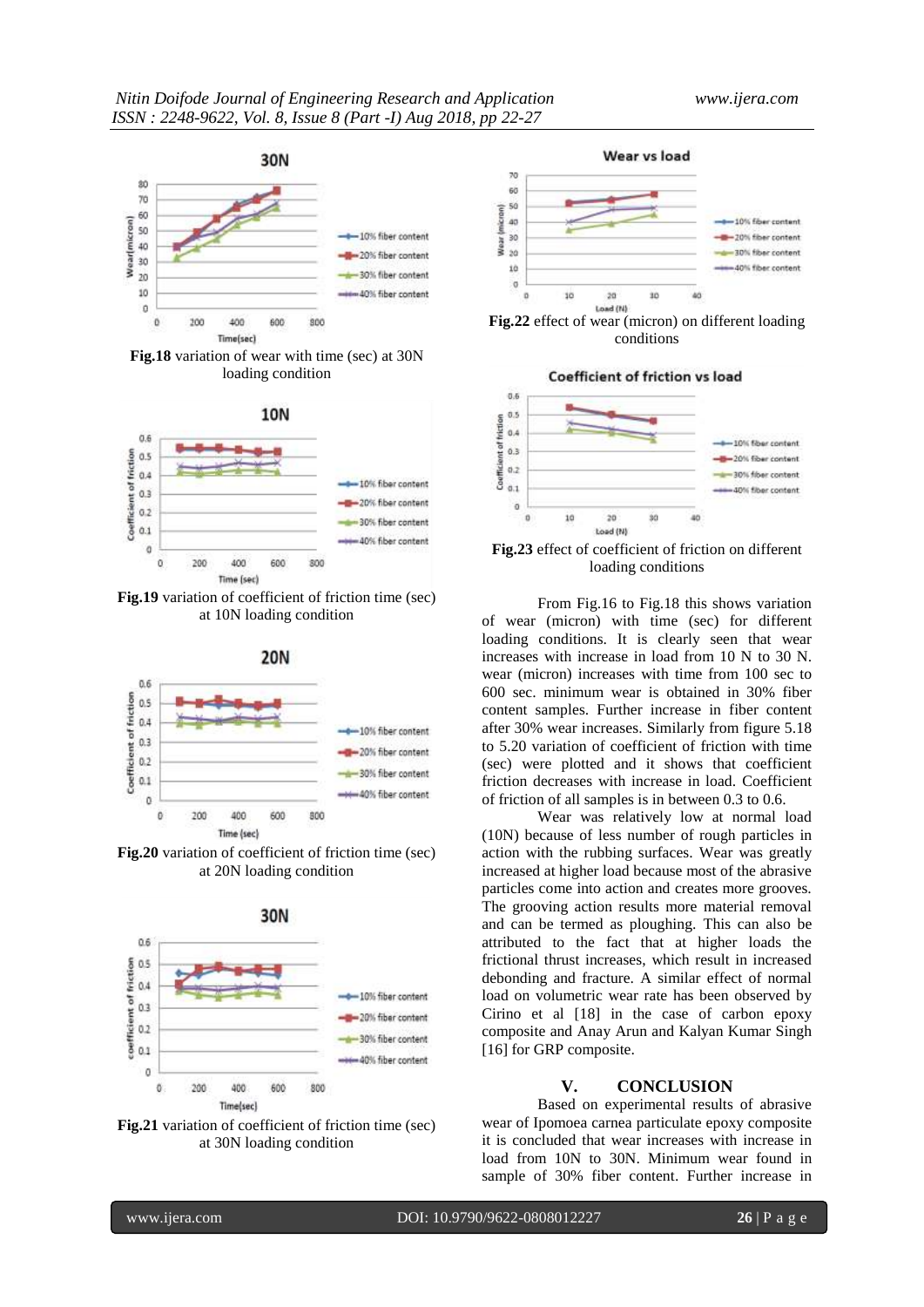**Fig.18** variation of wear with time (sec) at 30N loading condition

**Fig.19** variation of coefficient of friction time (sec) at 10N loading condition

**Fig.20** variation of coefficient of friction time (sec) at 20N loading condition

**Fig.21** variation of coefficient of friction time (sec) at 30N loading condition

**Fig.22** effect of wear (micron) on different loading conditions

**Fig.23** effect of coefficient of friction on different loading conditions

From Fig.16 to Fig.18 this shows variation of wear (micron) with time (sec) for different loading conditions. It is clearly seen that wear increases with increase in load from 10 N to 30 N. wear (micron) increases with time from 100 sec to 600 sec. minimum wear is obtained in 30% fiber content samples. Further increase in fiber content after 30% wear increases. Similarly from figure 5.18 to 5.20 variation of coefficient of friction with time (sec) were plotted and it shows that coefficient friction decreases with increase in load. Coefficient of friction of all samples is in between 0.3 to 0.6.

Wear was relatively low at normal load (10N) because of less number of rough particles in action with the rubbing surfaces. Wear was greatly increased at higher load because most of the abrasive particles come into action and creates more grooves. The grooving action results more material removal and can be termed as ploughing. This can also be attributed to the fact that at higher loads the frictional thrust increases, which result in increased debonding and fracture. A similar effect of normal load on volumetric wear rate has been observed by Cirino et al [18] in the case of carbon epoxy composite and Anay Arun and Kalyan Kumar Singh [16] for GRP composite.

## V. CONCLUSION

Based on experimental results of abrasive wear of Ipomoea carnea particulate epoxy composite it is concluded that wear increases with increase in load from 10N to 30N. Minimum wear found in sample of 30% fiber content. Further increase in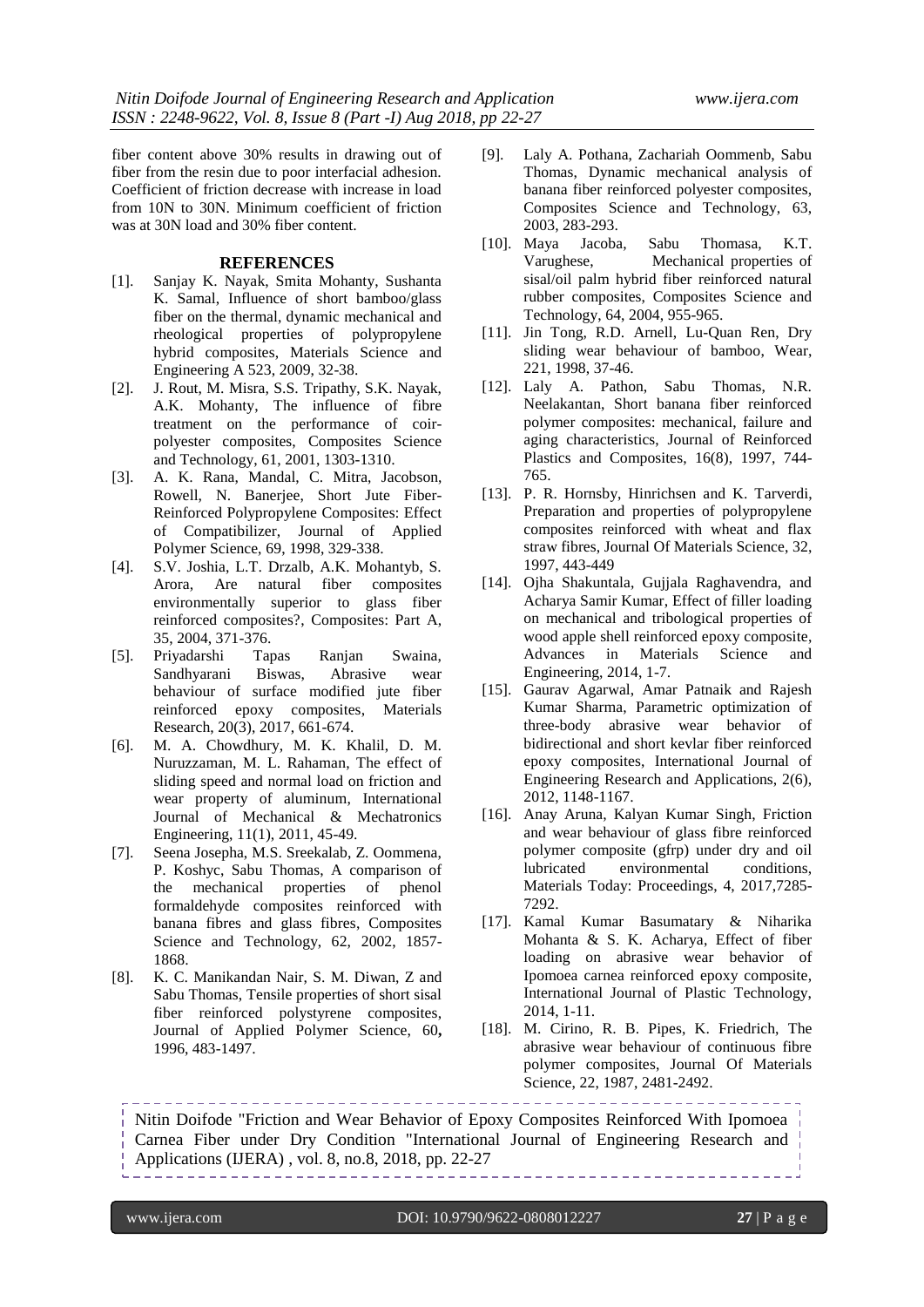fiber content above 30% results in drawing out of fiber from the resin due to poor interfacial adhesion. Coefficient of friction decrease with increase in load from 10N to 30N. Minimum coefficient of friction was at 30N load and 30% fiber content.

## REFERENCES

[1]. Sanjay K. Nayak, Smita Mohanty, Sushanta K. Samal, Influence of short bamboo/glass fiber on the thermal, dynamic mechanical and rheological properties of polypropylene hybrid composites, Materials Science and Engineering A 523, 2009, 32-38.

[2]. J. Rout, M. Misra, S.S. Tripathy, S.K. Nayak, A.K. Mohanty, The influence of fibre treatment on the performance of coir-polyester composites, Composites Science and Technology, 61, 2001, 1303-1310.

[3]. A. K. Rana, Mandal, C. Mitra, Jacobson, Rowell, N. Banerjee, Short Jute Fiber-Reinforced Polypropylene Composites: Effect of Compatibilizer, Journal of Applied Polymer Science, 69, 1998, 329-338.

[4]. S.V. Joshia, L.T. Drzalb, A.K. Mohantyb, S. Arora, Are natural fiber composites environmentally superior to glass fiber reinforced composites?, Composites: Part A, 35, 2004, 371-376.

[5]. Priyadarshi Tapas Ranjan Swaina, Sandhyarani Biswas, Abrasive wear behaviour of surface modified jute fiber reinforced epoxy composites, Materials Research, 20(3), 2017, 661-674.

[6]. M. A. Chowdhury, M. K. Khalil, D. M. Nuruzzaman, M. L. Rahaman, The effect of sliding speed and normal load on friction and wear property of aluminum, International Journal of Mechanical & Mechatronics Engineering, 11(1), 2011, 45-49.

[7]. Seena Josepha, M.S. Sreekalab, Z. Oommena, P. Koshyc, Sabu Thomas, A comparison of the mechanical properties of phenol formaldehyde composites reinforced with banana fibres and glass fibres, Composites Science and Technology, 62, 2002, 1857-1868.

[8]. K. C. Manikandan Nair, S. M. Diwan, Z and Sabu Thomas, Tensile properties of short sisal fiber reinforced polystyrene composites, Journal of Applied Polymer Science, 60**,** 1996, 483-1497.

[9]. Laly A. Pothana, Zachariah Oommenb, Sabu Thomas, Dynamic mechanical analysis of banana fiber reinforced polyester composites, Composites Science and Technology, 63, 2003, 283-293.

[10]. Maya Jacoba, Sabu Thomasa, K.T. Varughese, Mechanical properties of sisal/oil palm hybrid fiber reinforced natural rubber composites, Composites Science and Technology, 64, 2004, 955-965.

[11]. Jin Tong, R.D. Arnell, Lu-Quan Ren, Dry sliding wear behaviour of bamboo, Wear, 221, 1998, 37-46.

[12]. Laly A. Pathon, Sabu Thomas, N.R. Neelakantan, Short banana fiber reinforced polymer composites: mechanical, failure and aging characteristics, Journal of Reinforced Plastics and Composites, 16(8), 1997, 744-765.

[13]. P. R. Hornsby, Hinrichsen and K. Tarverdi, Preparation and properties of polypropylene composites reinforced with wheat and flax straw fibres, Journal Of Materials Science, 32, 1997, 443-449

[14]. Ojha Shakuntala, Gujjala Raghavendra, and Acharya Samir Kumar, Effect of filler loading on mechanical and tribological properties of wood apple shell reinforced epoxy composite, Advances in Materials Science and Engineering, 2014, 1-7.

[15]. Gaurav Agarwal, Amar Patnaik and Rajesh Kumar Sharma, Parametric optimization of three-body abrasive wear behavior of bidirectional and short kevlar fiber reinforced epoxy composites, International Journal of Engineering Research and Applications, 2(6), 2012, 1148-1167.

[16]. Anay Aruna, Kalyan Kumar Singh, Friction and wear behaviour of glass fibre reinforced polymer composite (gfrp) under dry and oil lubricated environmental conditions, Materials Today: Proceedings, 4, 2017,7285-7292.

[17]. Kamal Kumar Basumatary & Niharika Mohanta & S. K. Acharya, Effect of fiber loading on abrasive wear behavior of Ipomoea carnea reinforced epoxy composite, International Journal of Plastic Technology, 2014, 1-11.

[18]. M. Cirino, R. B. Pipes, K. Friedrich, The abrasive wear behaviour of continuous fibre polymer composites, Journal Of Materials Science, 22, 1987, 2481-2492.

Nitin Doifode "Friction and Wear Behavior of Epoxy Composites Reinforced With Ipomoea Carnea Fiber under Dry Condition "International Journal of Engineering Research and Applications (IJERA) , vol. 8, no.8, 2018, pp. 22-27